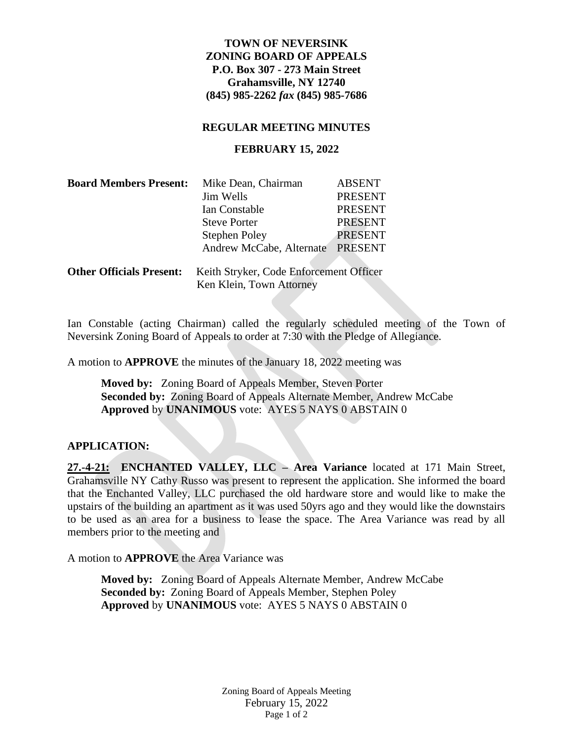**TOWN OF NEVERSINK**
**ZONING BOARD OF APPEALS**
**P.O. Box 307 - 273 Main Street**
**Grahamsville, NY 12740**
**(845) 985-2262 *fax* (845) 985-7686**

**REGULAR MEETING MINUTES**

**FEBRUARY 15, 2022**

| **Board Members Present:** | Mike Dean, Chairman | ABSENT |
|---|---|---|
| | Jim Wells | PRESENT |
| | Ian Constable | PRESENT |
| | Steve Porter | PRESENT |
| | Stephen Poley | PRESENT |
| | Andrew McCabe, Alternate | PRESENT |

**Other Officials Present:** Keith Stryker, Code Enforcement Officer
Ken Klein, Town Attorney

Ian Constable (acting Chairman) called the regularly scheduled meeting of the Town of Neversink Zoning Board of Appeals to order at 7:30 with the Pledge of Allegiance.

A motion to **APPROVE** the minutes of the January 18, 2022 meeting was

**Moved by:** Zoning Board of Appeals Member, Steven Porter
**Seconded by:** Zoning Board of Appeals Alternate Member, Andrew McCabe
**Approved** by **UNANIMOUS** vote: AYES 5 NAYS 0 ABSTAIN 0

**APPLICATION:**

**27.-4-21: ENCHANTED VALLEY, LLC – Area Variance** located at 171 Main Street, Grahamsville NY Cathy Russo was present to represent the application. She informed the board that the Enchanted Valley, LLC purchased the old hardware store and would like to make the upstairs of the building an apartment as it was used 50yrs ago and they would like the downstairs to be used as an area for a business to lease the space. The Area Variance was read by all members prior to the meeting and

A motion to **APPROVE** the Area Variance was

**Moved by:** Zoning Board of Appeals Alternate Member, Andrew McCabe
**Seconded by:** Zoning Board of Appeals Member, Stephen Poley
**Approved** by **UNANIMOUS** vote: AYES 5 NAYS 0 ABSTAIN 0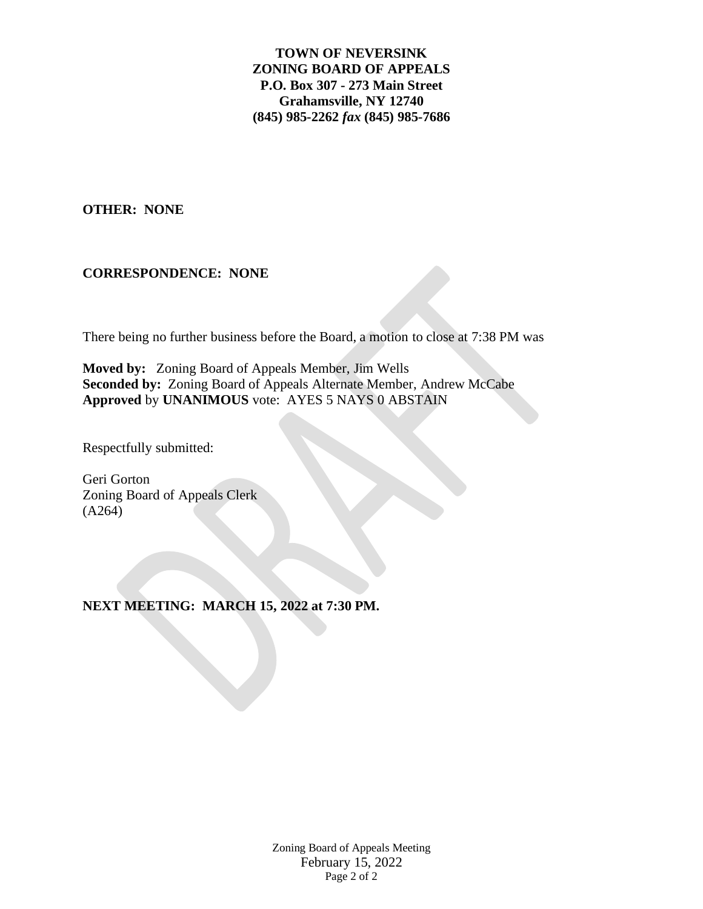**TOWN OF NEVERSINK**
**ZONING BOARD OF APPEALS**
**P.O. Box 307 - 273 Main Street**
**Grahamsville, NY 12740**
**(845) 985-2262 *fax* (845) 985-7686**

**OTHER: NONE**

**CORRESPONDENCE: NONE**

There being no further business before the Board, a motion to close at 7:38 PM was

**Moved by:** Zoning Board of Appeals Member, Jim Wells
**Seconded by:** Zoning Board of Appeals Alternate Member, Andrew McCabe
**Approved** by **UNANIMOUS** vote: AYES 5 NAYS 0 ABSTAIN

Respectfully submitted:

Geri Gorton
Zoning Board of Appeals Clerk
(A264)

**NEXT MEETING: MARCH 15, 2022 at 7:30 PM.**